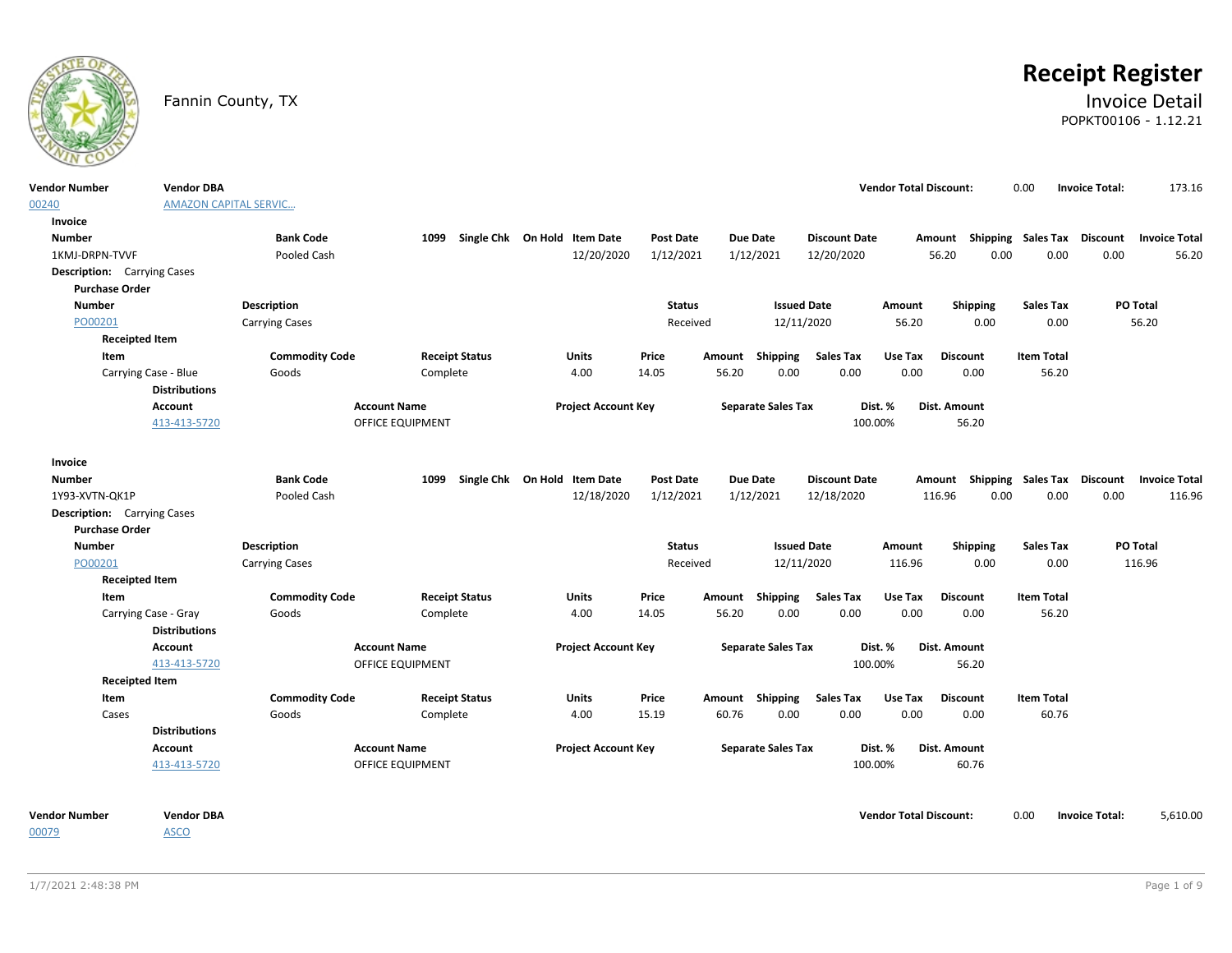# Receipt Register

Fannin County, TX

## Invoice Detail

POPKT00106 - 1.12.21

| Vendor Number | Vendor DBA | Vendor Total Discount: | | Invoice Total: | |
|---|---|---|---|---|---|
| 00240 | AMAZON CAPITAL SERVIC... | | 0.00 | | 173.16 |

**Invoice**

| Number | Bank Code | 1099 | Single Chk | On Hold | Item Date | Post Date | Due Date | Discount Date | Amount | Shipping | Sales Tax | Discount | Invoice Total |
|---|---|---|---|---|---|---|---|---|---|---|---|---|---|
| 1KMJ-DRPN-TVVF | Pooled Cash | | | | 12/20/2020 | 1/12/2021 | 1/12/2021 | 12/20/2020 | 56.20 | 0.00 | 0.00 | 0.00 | 56.20 |

**Description:** Carrying Cases

**Purchase Order**

| Number | Description | Status | Issued Date | Amount | Shipping | Sales Tax | PO Total |
|---|---|---|---|---|---|---|---|
| PO00201 | Carrying Cases | Received | 12/11/2020 | 56.20 | 0.00 | 0.00 | 56.20 |

**Receipted Item**

| Item | Commodity Code | Receipt Status | Units | Price | Amount | Shipping | Sales Tax | Use Tax | Discount | Item Total |
|---|---|---|---|---|---|---|---|---|---|---|
| Carrying Case - Blue | Goods | Complete | 4.00 | 14.05 | 56.20 | 0.00 | 0.00 | 0.00 | 0.00 | 56.20 |

**Distributions**

| Account | Account Name | Project Account Key | Separate Sales Tax | Dist. % | Dist. Amount |
|---|---|---|---|---|---|
| 413-413-5720 | OFFICE EQUIPMENT | | | 100.00% | 56.20 |

**Invoice**

| Number | Bank Code | 1099 | Single Chk | On Hold | Item Date | Post Date | Due Date | Discount Date | Amount | Shipping | Sales Tax | Discount | Invoice Total |
|---|---|---|---|---|---|---|---|---|---|---|---|---|---|
| 1Y93-XVTN-QK1P | Pooled Cash | | | | 12/18/2020 | 1/12/2021 | 1/12/2021 | 12/18/2020 | 116.96 | 0.00 | 0.00 | 0.00 | 116.96 |

**Description:** Carrying Cases

**Purchase Order**

| Number | Description | Status | Issued Date | Amount | Shipping | Sales Tax | PO Total |
|---|---|---|---|---|---|---|---|
| PO00201 | Carrying Cases | Received | 12/11/2020 | 116.96 | 0.00 | 0.00 | 116.96 |

**Receipted Item**

| Item | Commodity Code | Receipt Status | Units | Price | Amount | Shipping | Sales Tax | Use Tax | Discount | Item Total |
|---|---|---|---|---|---|---|---|---|---|---|
| Carrying Case - Gray | Goods | Complete | 4.00 | 14.05 | 56.20 | 0.00 | 0.00 | 0.00 | 0.00 | 56.20 |

**Distributions**

| Account | Account Name | Project Account Key | Separate Sales Tax | Dist. % | Dist. Amount |
|---|---|---|---|---|---|
| 413-413-5720 | OFFICE EQUIPMENT | | | 100.00% | 56.20 |

**Receipted Item**

| Item | Commodity Code | Receipt Status | Units | Price | Amount | Shipping | Sales Tax | Use Tax | Discount | Item Total |
|---|---|---|---|---|---|---|---|---|---|---|
| Cases | Goods | Complete | 4.00 | 15.19 | 60.76 | 0.00 | 0.00 | 0.00 | 0.00 | 60.76 |

**Distributions**

| Account | Account Name | Project Account Key | Separate Sales Tax | Dist. % | Dist. Amount |
|---|---|---|---|---|---|
| 413-413-5720 | OFFICE EQUIPMENT | | | 100.00% | 60.76 |

| Vendor Number | Vendor DBA | Vendor Total Discount: | | Invoice Total: | |
|---|---|---|---|---|---|
| 00079 | ASCO | | 0.00 | | 5,610.00 |

1/7/2021 2:48:38 PM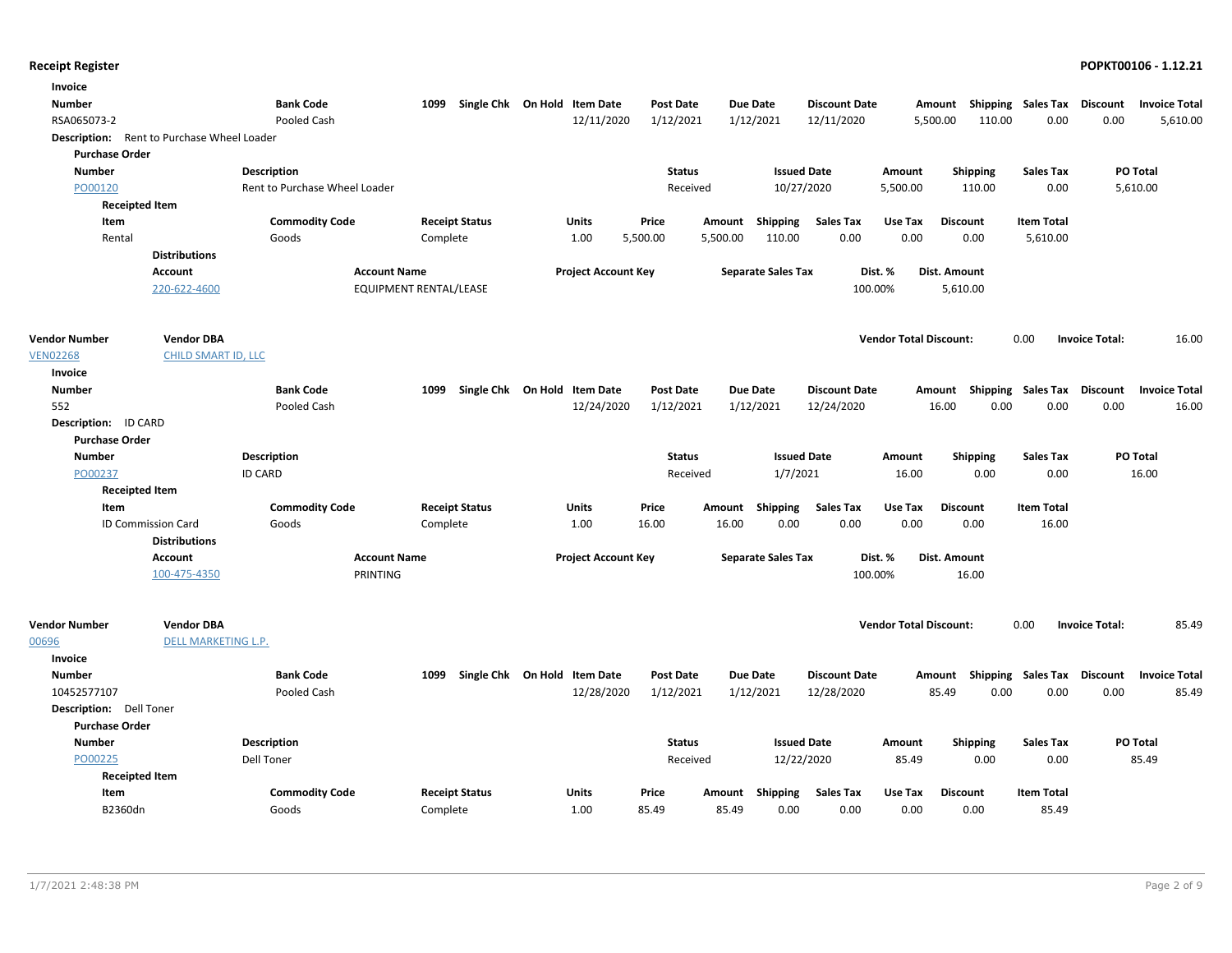**Receipt Register**

**Invoice**

| Number | Bank Code | 1099 | Single Chk | On Hold | Item Date | Post Date | Due Date | Discount Date | Amount | Shipping | Sales Tax | Discount | Invoice Total |
|---|---|---|---|---|---|---|---|---|---|---|---|---|---|
| RSA065073-2 | Pooled Cash | | | | 12/11/2020 | 1/12/2021 | 1/12/2021 | 12/11/2020 | 5,500.00 | 110.00 | 0.00 | 0.00 | 5,610.00 |

**Description:** Rent to Purchase Wheel Loader

**Purchase Order**

| Number | Description | Status | Issued Date | Amount | Shipping | Sales Tax | PO Total |
|---|---|---|---|---|---|---|---|
| PO00120 | Rent to Purchase Wheel Loader | Received | 10/27/2020 | 5,500.00 | 110.00 | 0.00 | 5,610.00 |

**Receipted Item**

| Item | Commodity Code | Receipt Status | Units | Price | Amount | Shipping | Sales Tax | Use Tax | Discount | Item Total |
|---|---|---|---|---|---|---|---|---|---|---|
| Rental | Goods | Complete | 1.00 | 5,500.00 | 5,500.00 | 110.00 | 0.00 | 0.00 | 0.00 | 5,610.00 |

**Distributions**

| Account | Account Name | Project Account Key | Separate Sales Tax | Dist. % | Dist. Amount |
|---|---|---|---|---|---|
| 220-622-4600 | EQUIPMENT RENTAL/LEASE | | | 100.00% | 5,610.00 |

| Vendor Number | Vendor DBA | Vendor Total Discount: | 0.00 | Invoice Total: | 16.00 |
|---|---|---|---|---|---|
| VEN02268 | CHILD SMART ID, LLC | | | | |

**Invoice**

| Number | Bank Code | 1099 | Single Chk | On Hold | Item Date | Post Date | Due Date | Discount Date | Amount | Shipping | Sales Tax | Discount | Invoice Total |
|---|---|---|---|---|---|---|---|---|---|---|---|---|---|
| 552 | Pooled Cash | | | | 12/24/2020 | 1/12/2021 | 1/12/2021 | 12/24/2020 | 16.00 | 0.00 | 0.00 | 0.00 | 16.00 |

**Description:** ID CARD

**Purchase Order**

| Number | Description | Status | Issued Date | Amount | Shipping | Sales Tax | PO Total |
|---|---|---|---|---|---|---|---|
| PO00237 | ID CARD | Received | 1/7/2021 | 16.00 | 0.00 | 0.00 | 16.00 |

**Receipted Item**

| Item | Commodity Code | Receipt Status | Units | Price | Amount | Shipping | Sales Tax | Use Tax | Discount | Item Total |
|---|---|---|---|---|---|---|---|---|---|---|
| ID Commission Card | Goods | Complete | 1.00 | 16.00 | 16.00 | 0.00 | 0.00 | 0.00 | 0.00 | 16.00 |

**Distributions**

| Account | Account Name | Project Account Key | Separate Sales Tax | Dist. % | Dist. Amount |
|---|---|---|---|---|---|
| 100-475-4350 | PRINTING | | | 100.00% | 16.00 |

| Vendor Number | Vendor DBA | Vendor Total Discount: | 0.00 | Invoice Total: | 85.49 |
|---|---|---|---|---|---|
| 00696 | DELL MARKETING L.P. | | | | |

**Invoice**

| Number | Bank Code | 1099 | Single Chk | On Hold | Item Date | Post Date | Due Date | Discount Date | Amount | Shipping | Sales Tax | Discount | Invoice Total |
|---|---|---|---|---|---|---|---|---|---|---|---|---|---|
| 10452577107 | Pooled Cash | | | | 12/28/2020 | 1/12/2021 | 1/12/2021 | 12/28/2020 | 85.49 | 0.00 | 0.00 | 0.00 | 85.49 |

**Description:** Dell Toner

**Purchase Order**

| Number | Description | Status | Issued Date | Amount | Shipping | Sales Tax | PO Total |
|---|---|---|---|---|---|---|---|
| PO00225 | Dell Toner | Received | 12/22/2020 | 85.49 | 0.00 | 0.00 | 85.49 |

**Receipted Item**

| Item | Commodity Code | Receipt Status | Units | Price | Amount | Shipping | Sales Tax | Use Tax | Discount | Item Total |
|---|---|---|---|---|---|---|---|---|---|---|
| B2360dn | Goods | Complete | 1.00 | 85.49 | 85.49 | 0.00 | 0.00 | 0.00 | 0.00 | 85.49 |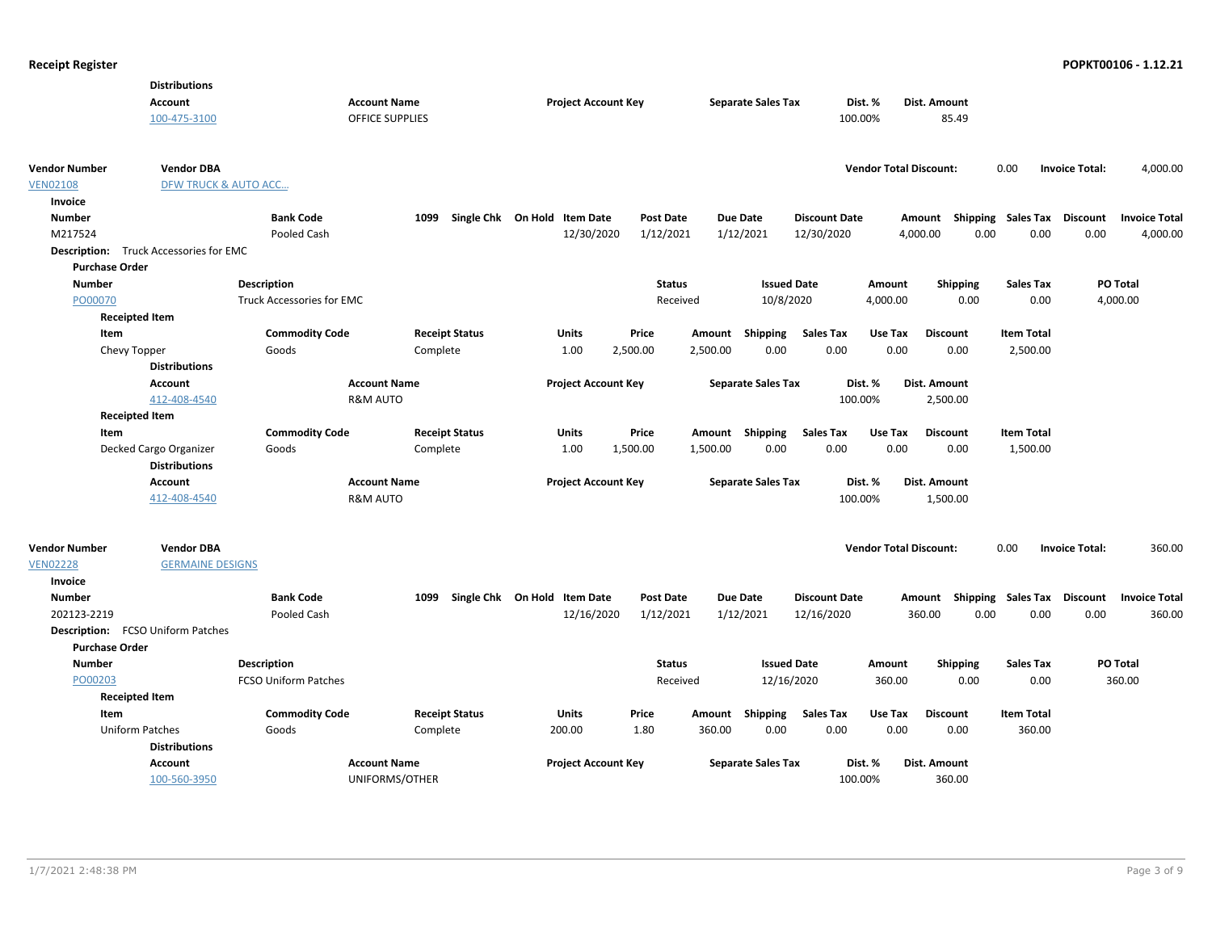**Distributions**

| Account | Account Name | Project Account Key | Separate Sales Tax | Dist. % | Dist. Amount |
|---|---|---|---|---|---|
| 100-475-3100 | OFFICE SUPPLIES | | | 100.00% | 85.49 |

| Vendor Number | Vendor DBA | Vendor Total Discount: | Invoice Total: |
|---|---|---|---|
| VEN02108 | DFW TRUCK & AUTO ACC... | 0.00 | 4,000.00 |

**Invoice**

| Number | Bank Code | 1099 | Single Chk | On Hold | Item Date | Post Date | Due Date | Discount Date | Amount | Shipping | Sales Tax | Discount | Invoice Total |
|---|---|---|---|---|---|---|---|---|---|---|---|---|---|
| M217524 | Pooled Cash | | | | 12/30/2020 | 1/12/2021 | 1/12/2021 | 12/30/2020 | 4,000.00 | 0.00 | 0.00 | 0.00 | 4,000.00 |

**Description:** Truck Accessories for EMC

**Purchase Order**

| Number | Description | Status | Issued Date | Amount | Shipping | Sales Tax | PO Total |
|---|---|---|---|---|---|---|---|
| PO00070 | Truck Accessories for EMC | Received | 10/8/2020 | 4,000.00 | 0.00 | 0.00 | 4,000.00 |

**Receipted Item**

| Item | Commodity Code | Receipt Status | Units | Price | Amount | Shipping | Sales Tax | Use Tax | Discount | Item Total |
|---|---|---|---|---|---|---|---|---|---|---|
| Chevy Topper | Goods | Complete | 1.00 | 2,500.00 | 2,500.00 | 0.00 | 0.00 | 0.00 | 0.00 | 2,500.00 |

**Distributions**

| Account | Account Name | Project Account Key | Separate Sales Tax | Dist. % | Dist. Amount |
|---|---|---|---|---|---|
| 412-408-4540 | R&M AUTO | | | 100.00% | 2,500.00 |

**Receipted Item**

| Item | Commodity Code | Receipt Status | Units | Price | Amount | Shipping | Sales Tax | Use Tax | Discount | Item Total |
|---|---|---|---|---|---|---|---|---|---|---|
| Decked Cargo Organizer | Goods | Complete | 1.00 | 1,500.00 | 1,500.00 | 0.00 | 0.00 | 0.00 | 0.00 | 1,500.00 |

**Distributions**

| Account | Account Name | Project Account Key | Separate Sales Tax | Dist. % | Dist. Amount |
|---|---|---|---|---|---|
| 412-408-4540 | R&M AUTO | | | 100.00% | 1,500.00 |

| Vendor Number | Vendor DBA | Vendor Total Discount: | Invoice Total: |
|---|---|---|---|
| VEN02228 | GERMAINE DESIGNS | 0.00 | 360.00 |

**Invoice**

| Number | Bank Code | 1099 | Single Chk | On Hold | Item Date | Post Date | Due Date | Discount Date | Amount | Shipping | Sales Tax | Discount | Invoice Total |
|---|---|---|---|---|---|---|---|---|---|---|---|---|---|
| 202123-2219 | Pooled Cash | | | | 12/16/2020 | 1/12/2021 | 1/12/2021 | 12/16/2020 | 360.00 | 0.00 | 0.00 | 0.00 | 360.00 |

**Description:** FCSO Uniform Patches

**Purchase Order**

| Number | Description | Status | Issued Date | Amount | Shipping | Sales Tax | PO Total |
|---|---|---|---|---|---|---|---|
| PO00203 | FCSO Uniform Patches | Received | 12/16/2020 | 360.00 | 0.00 | 0.00 | 360.00 |

**Receipted Item**

| Item | Commodity Code | Receipt Status | Units | Price | Amount | Shipping | Sales Tax | Use Tax | Discount | Item Total |
|---|---|---|---|---|---|---|---|---|---|---|
| Uniform Patches | Goods | Complete | 200.00 | 1.80 | 360.00 | 0.00 | 0.00 | 0.00 | 0.00 | 360.00 |

**Distributions**

| Account | Account Name | Project Account Key | Separate Sales Tax | Dist. % | Dist. Amount |
|---|---|---|---|---|---|
| 100-560-3950 | UNIFORMS/OTHER | | | 100.00% | 360.00 |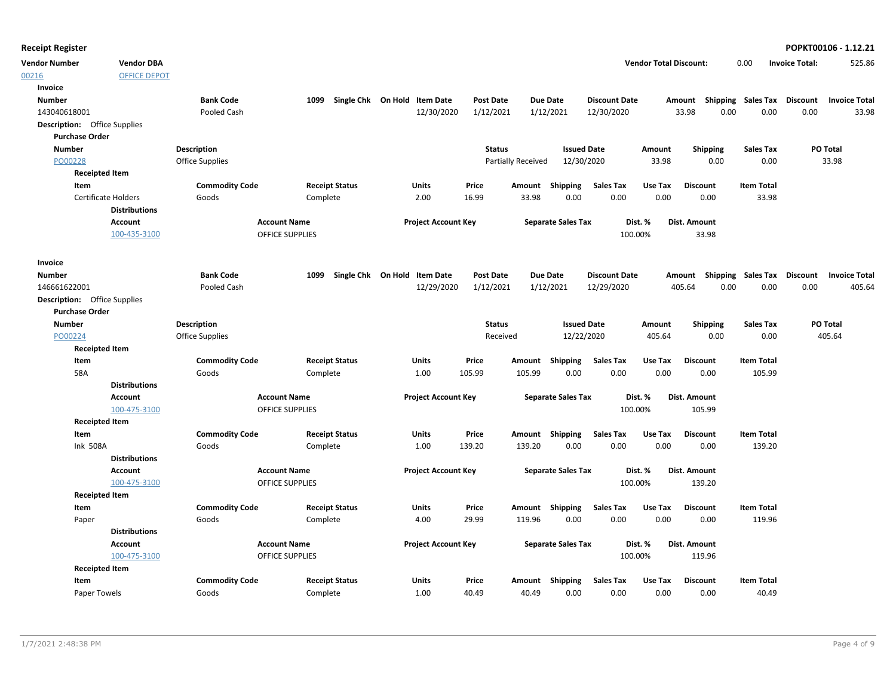**Receipt Register** — POPKT00106 - 1.12.21

| Vendor Number | Vendor DBA | Vendor Total Discount: | 0.00 | Invoice Total: | 525.86 |
|---|---|---|---|---|---|
| 00216 | OFFICE DEPOT | | | | |

**Invoice**

| Number | Bank Code | 1099 | Single Chk | On Hold | Item Date | Post Date | Due Date | Discount Date | Amount | Shipping | Sales Tax | Discount | Invoice Total |
|---|---|---|---|---|---|---|---|---|---|---|---|---|---|
| 143040618001 | Pooled Cash | | | | 12/30/2020 | 1/12/2021 | 1/12/2021 | 12/30/2020 | 33.98 | 0.00 | 0.00 | 0.00 | 33.98 |

**Description:** Office Supplies

**Purchase Order**

| Number | Description | Status | Issued Date | Amount | Shipping | Sales Tax | PO Total |
|---|---|---|---|---|---|---|---|
| PO00228 | Office Supplies | Partially Received | 12/30/2020 | 33.98 | 0.00 | 0.00 | 33.98 |

**Receipted Item**

| Item | Commodity Code | Receipt Status | Units | Price | Amount | Shipping | Sales Tax | Use Tax | Discount | Item Total |
|---|---|---|---|---|---|---|---|---|---|---|
| Certificate Holders | Goods | Complete | 2.00 | 16.99 | 33.98 | 0.00 | 0.00 | 0.00 | 0.00 | 33.98 |

**Distributions**

| Account | Account Name | Project Account Key | Separate Sales Tax | Dist. % | Dist. Amount |
|---|---|---|---|---|---|
| 100-435-3100 | OFFICE SUPPLIES | | | 100.00% | 33.98 |

**Invoice**

| Number | Bank Code | 1099 | Single Chk | On Hold | Item Date | Post Date | Due Date | Discount Date | Amount | Shipping | Sales Tax | Discount | Invoice Total |
|---|---|---|---|---|---|---|---|---|---|---|---|---|---|
| 146661622001 | Pooled Cash | | | | 12/29/2020 | 1/12/2021 | 1/12/2021 | 12/29/2020 | 405.64 | 0.00 | 0.00 | 0.00 | 405.64 |

**Description:** Office Supplies

**Purchase Order**

| Number | Description | Status | Issued Date | Amount | Shipping | Sales Tax | PO Total |
|---|---|---|---|---|---|---|---|
| PO00224 | Office Supplies | Received | 12/22/2020 | 405.64 | 0.00 | 0.00 | 405.64 |

**Receipted Item**

| Item | Commodity Code | Receipt Status | Units | Price | Amount | Shipping | Sales Tax | Use Tax | Discount | Item Total |
|---|---|---|---|---|---|---|---|---|---|---|
| 58A | Goods | Complete | 1.00 | 105.99 | 105.99 | 0.00 | 0.00 | 0.00 | 0.00 | 105.99 |

**Distributions**

| Account | Account Name | Project Account Key | Separate Sales Tax | Dist. % | Dist. Amount |
|---|---|---|---|---|---|
| 100-475-3100 | OFFICE SUPPLIES | | | 100.00% | 105.99 |

**Receipted Item**

| Item | Commodity Code | Receipt Status | Units | Price | Amount | Shipping | Sales Tax | Use Tax | Discount | Item Total |
|---|---|---|---|---|---|---|---|---|---|---|
| Ink 508A | Goods | Complete | 1.00 | 139.20 | 139.20 | 0.00 | 0.00 | 0.00 | 0.00 | 139.20 |

**Distributions**

| Account | Account Name | Project Account Key | Separate Sales Tax | Dist. % | Dist. Amount |
|---|---|---|---|---|---|
| 100-475-3100 | OFFICE SUPPLIES | | | 100.00% | 139.20 |

**Receipted Item**

| Item | Commodity Code | Receipt Status | Units | Price | Amount | Shipping | Sales Tax | Use Tax | Discount | Item Total |
|---|---|---|---|---|---|---|---|---|---|---|
| Paper | Goods | Complete | 4.00 | 29.99 | 119.96 | 0.00 | 0.00 | 0.00 | 0.00 | 119.96 |

**Distributions**

| Account | Account Name | Project Account Key | Separate Sales Tax | Dist. % | Dist. Amount |
|---|---|---|---|---|---|
| 100-475-3100 | OFFICE SUPPLIES | | | 100.00% | 119.96 |

**Receipted Item**

| Item | Commodity Code | Receipt Status | Units | Price | Amount | Shipping | Sales Tax | Use Tax | Discount | Item Total |
|---|---|---|---|---|---|---|---|---|---|---|
| Paper Towels | Goods | Complete | 1.00 | 40.49 | 40.49 | 0.00 | 0.00 | 0.00 | 0.00 | 40.49 |

1/7/2021 2:48:38 PM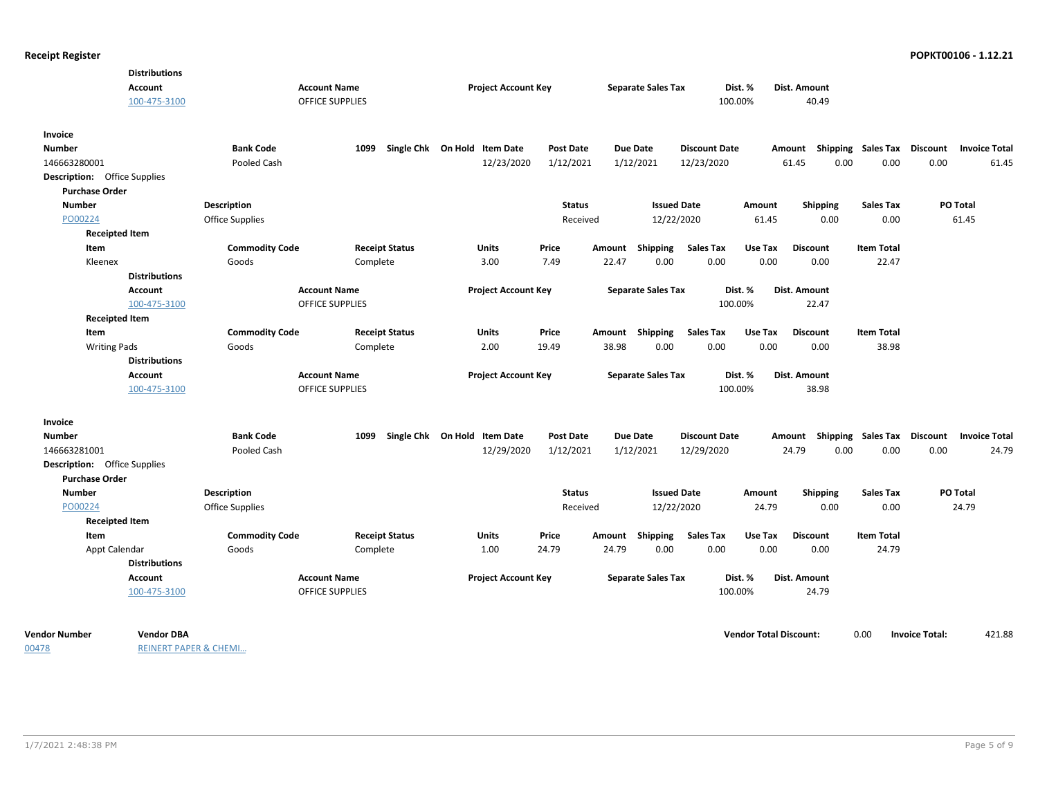**Distributions**

| Account | Account Name | Project Account Key | Separate Sales Tax | Dist. % | Dist. Amount |
|---|---|---|---|---|---|
| 100-475-3100 | OFFICE SUPPLIES | | | 100.00% | 40.49 |

**Invoice**

| Number | Bank Code | 1099 | Single Chk | On Hold | Item Date | Post Date | Due Date | Discount Date | Amount | Shipping | Sales Tax | Discount | Invoice Total |
|---|---|---|---|---|---|---|---|---|---|---|---|---|---|
| 146663280001 | Pooled Cash | | | | 12/23/2020 | 1/12/2021 | 1/12/2021 | 12/23/2020 | 61.45 | 0.00 | 0.00 | 0.00 | 61.45 |

**Description:** Office Supplies

**Purchase Order**

| Number | Description | Status | Issued Date | Amount | Shipping | Sales Tax | PO Total |
|---|---|---|---|---|---|---|---|
| PO00224 | Office Supplies | Received | 12/22/2020 | 61.45 | 0.00 | 0.00 | 61.45 |

**Receipted Item**

| Item | Commodity Code | Receipt Status | Units | Price | Amount | Shipping | Sales Tax | Use Tax | Discount | Item Total |
|---|---|---|---|---|---|---|---|---|---|---|
| Kleenex | Goods | Complete | 3.00 | 7.49 | 22.47 | 0.00 | 0.00 | 0.00 | 0.00 | 22.47 |

**Distributions**

| Account | Account Name | Project Account Key | Separate Sales Tax | Dist. % | Dist. Amount |
|---|---|---|---|---|---|
| 100-475-3100 | OFFICE SUPPLIES | | | 100.00% | 22.47 |

**Receipted Item**

| Item | Commodity Code | Receipt Status | Units | Price | Amount | Shipping | Sales Tax | Use Tax | Discount | Item Total |
|---|---|---|---|---|---|---|---|---|---|---|
| Writing Pads | Goods | Complete | 2.00 | 19.49 | 38.98 | 0.00 | 0.00 | 0.00 | 0.00 | 38.98 |

**Distributions**

| Account | Account Name | Project Account Key | Separate Sales Tax | Dist. % | Dist. Amount |
|---|---|---|---|---|---|
| 100-475-3100 | OFFICE SUPPLIES | | | 100.00% | 38.98 |

**Invoice**

| Number | Bank Code | 1099 | Single Chk | On Hold | Item Date | Post Date | Due Date | Discount Date | Amount | Shipping | Sales Tax | Discount | Invoice Total |
|---|---|---|---|---|---|---|---|---|---|---|---|---|---|
| 146663281001 | Pooled Cash | | | | 12/29/2020 | 1/12/2021 | 1/12/2021 | 12/29/2020 | 24.79 | 0.00 | 0.00 | 0.00 | 24.79 |

**Description:** Office Supplies

**Purchase Order**

| Number | Description | Status | Issued Date | Amount | Shipping | Sales Tax | PO Total |
|---|---|---|---|---|---|---|---|
| PO00224 | Office Supplies | Received | 12/22/2020 | 24.79 | 0.00 | 0.00 | 24.79 |

**Receipted Item**

| Item | Commodity Code | Receipt Status | Units | Price | Amount | Shipping | Sales Tax | Use Tax | Discount | Item Total |
|---|---|---|---|---|---|---|---|---|---|---|
| Appt Calendar | Goods | Complete | 1.00 | 24.79 | 24.79 | 0.00 | 0.00 | 0.00 | 0.00 | 24.79 |

**Distributions**

| Account | Account Name | Project Account Key | Separate Sales Tax | Dist. % | Dist. Amount |
|---|---|---|---|---|---|
| 100-475-3100 | OFFICE SUPPLIES | | | 100.00% | 24.79 |

| Vendor Number | Vendor DBA | Vendor Total Discount: | 0.00 | Invoice Total: | 421.88 |
|---|---|---|---|---|---|
| 00478 | REINERT PAPER & CHEMI... | | | | |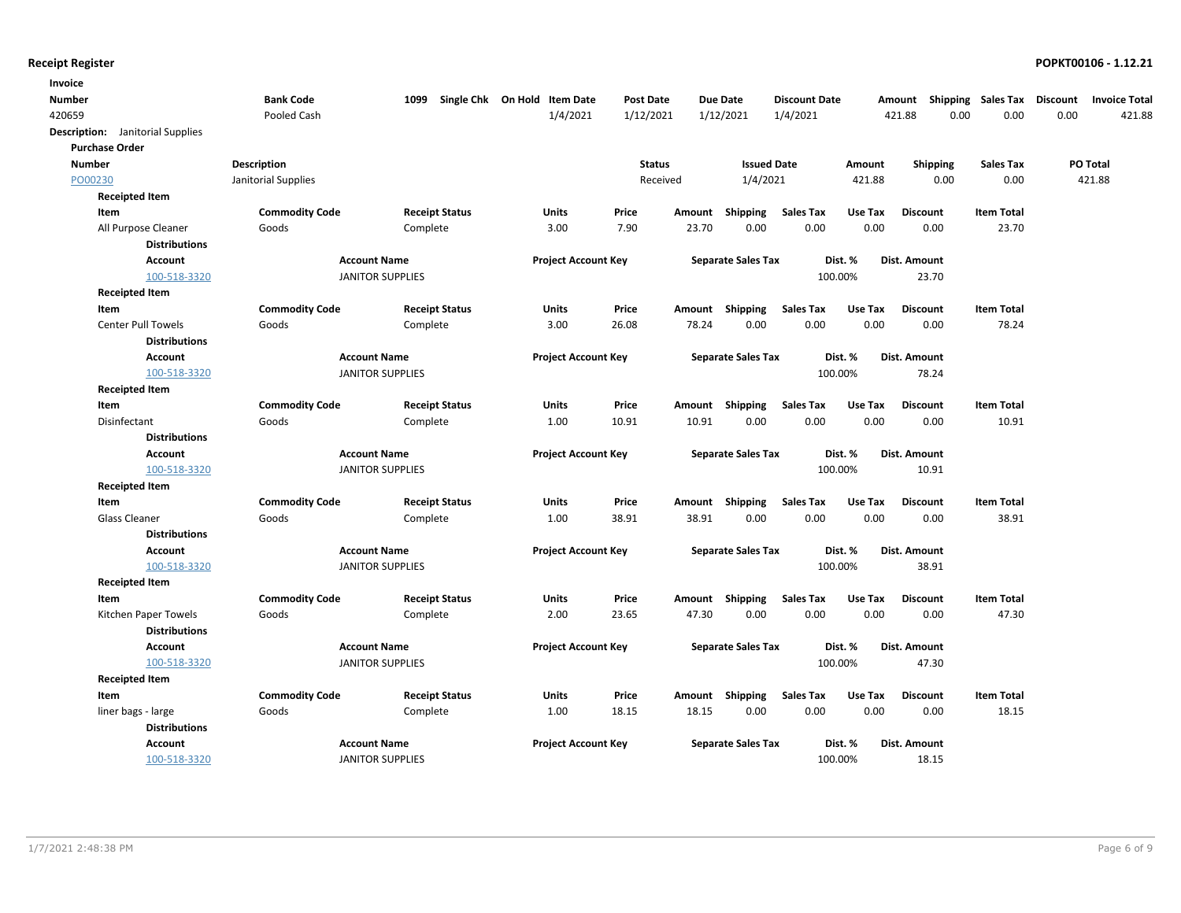**Receipt Register** — POPKT00106 - 1.12.21

| Invoice Number | Bank Code | 1099 | Single Chk | On Hold | Item Date | Post Date | Due Date | Discount Date | Amount | Shipping | Sales Tax | Discount | Invoice Total |
|---|---|---|---|---|---|---|---|---|---|---|---|---|---|
| 420659 | Pooled Cash | | | | 1/4/2021 | 1/12/2021 | 1/12/2021 | 1/4/2021 | 421.88 | 0.00 | 0.00 | 0.00 | 421.88 |

**Description:** Janitorial Supplies

**Purchase Order**

| Number | Description | Status | Issued Date | Amount | Shipping | Sales Tax | PO Total |
|---|---|---|---|---|---|---|---|
| PO00230 | Janitorial Supplies | Received | 1/4/2021 | 421.88 | 0.00 | 0.00 | 421.88 |

**Receipted Item**

| Item | Commodity Code | Receipt Status | Units | Price | Amount | Shipping | Sales Tax | Use Tax | Discount | Item Total |
|---|---|---|---|---|---|---|---|---|---|---|
| All Purpose Cleaner | Goods | Complete | 3.00 | 7.90 | 23.70 | 0.00 | 0.00 | 0.00 | 0.00 | 23.70 |

**Distributions**

| Account | Account Name | Project Account Key | Separate Sales Tax | Dist. % | Dist. Amount |
|---|---|---|---|---|---|
| 100-518-3320 | JANITOR SUPPLIES | | | 100.00% | 23.70 |

**Receipted Item**

| Item | Commodity Code | Receipt Status | Units | Price | Amount | Shipping | Sales Tax | Use Tax | Discount | Item Total |
|---|---|---|---|---|---|---|---|---|---|---|
| Center Pull Towels | Goods | Complete | 3.00 | 26.08 | 78.24 | 0.00 | 0.00 | 0.00 | 0.00 | 78.24 |

**Distributions**

| Account | Account Name | Project Account Key | Separate Sales Tax | Dist. % | Dist. Amount |
|---|---|---|---|---|---|
| 100-518-3320 | JANITOR SUPPLIES | | | 100.00% | 78.24 |

**Receipted Item**

| Item | Commodity Code | Receipt Status | Units | Price | Amount | Shipping | Sales Tax | Use Tax | Discount | Item Total |
|---|---|---|---|---|---|---|---|---|---|---|
| Disinfectant | Goods | Complete | 1.00 | 10.91 | 10.91 | 0.00 | 0.00 | 0.00 | 0.00 | 10.91 |

**Distributions**

| Account | Account Name | Project Account Key | Separate Sales Tax | Dist. % | Dist. Amount |
|---|---|---|---|---|---|
| 100-518-3320 | JANITOR SUPPLIES | | | 100.00% | 10.91 |

**Receipted Item**

| Item | Commodity Code | Receipt Status | Units | Price | Amount | Shipping | Sales Tax | Use Tax | Discount | Item Total |
|---|---|---|---|---|---|---|---|---|---|---|
| Glass Cleaner | Goods | Complete | 1.00 | 38.91 | 38.91 | 0.00 | 0.00 | 0.00 | 0.00 | 38.91 |

**Distributions**

| Account | Account Name | Project Account Key | Separate Sales Tax | Dist. % | Dist. Amount |
|---|---|---|---|---|---|
| 100-518-3320 | JANITOR SUPPLIES | | | 100.00% | 38.91 |

**Receipted Item**

| Item | Commodity Code | Receipt Status | Units | Price | Amount | Shipping | Sales Tax | Use Tax | Discount | Item Total |
|---|---|---|---|---|---|---|---|---|---|---|
| Kitchen Paper Towels | Goods | Complete | 2.00 | 23.65 | 47.30 | 0.00 | 0.00 | 0.00 | 0.00 | 47.30 |

**Distributions**

| Account | Account Name | Project Account Key | Separate Sales Tax | Dist. % | Dist. Amount |
|---|---|---|---|---|---|
| 100-518-3320 | JANITOR SUPPLIES | | | 100.00% | 47.30 |

**Receipted Item**

| Item | Commodity Code | Receipt Status | Units | Price | Amount | Shipping | Sales Tax | Use Tax | Discount | Item Total |
|---|---|---|---|---|---|---|---|---|---|---|
| liner bags - large | Goods | Complete | 1.00 | 18.15 | 18.15 | 0.00 | 0.00 | 0.00 | 0.00 | 18.15 |

**Distributions**

| Account | Account Name | Project Account Key | Separate Sales Tax | Dist. % | Dist. Amount |
|---|---|---|---|---|---|
| 100-518-3320 | JANITOR SUPPLIES | | | 100.00% | 18.15 |

1/7/2021 2:48:38 PM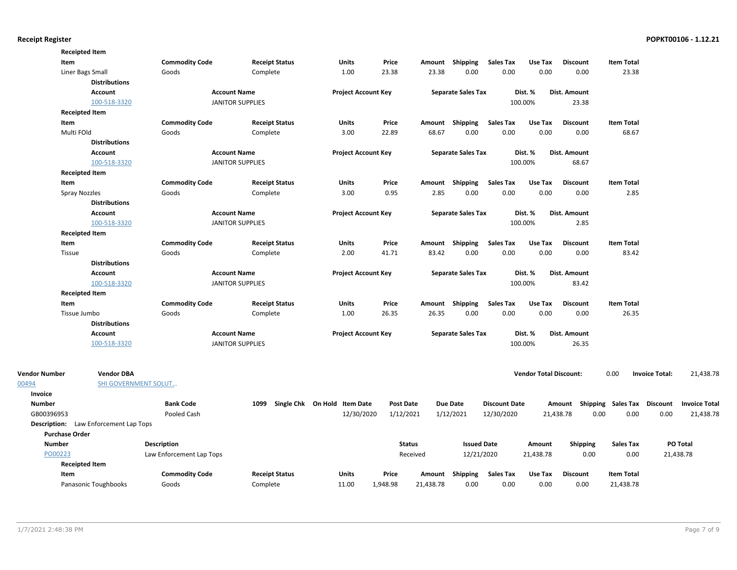**Receipt Register**

**Receipted Item**

| Item | Commodity Code | Receipt Status | Units | Price | Amount | Shipping | Sales Tax | Use Tax | Discount | Item Total |
|---|---|---|---|---|---|---|---|---|---|---|
| Liner Bags Small | Goods | Complete | 1.00 | 23.38 | 23.38 | 0.00 | 0.00 | 0.00 | 0.00 | 23.38 |

**Distributions**

| Account | Account Name | Project Account Key | Separate Sales Tax | Dist. % | Dist. Amount |
|---|---|---|---|---|---|
| 100-518-3320 | JANITOR SUPPLIES | | | 100.00% | 23.38 |

**Receipted Item**

| Item | Commodity Code | Receipt Status | Units | Price | Amount | Shipping | Sales Tax | Use Tax | Discount | Item Total |
|---|---|---|---|---|---|---|---|---|---|---|
| Multi FOld | Goods | Complete | 3.00 | 22.89 | 68.67 | 0.00 | 0.00 | 0.00 | 0.00 | 68.67 |

**Distributions**

| Account | Account Name | Project Account Key | Separate Sales Tax | Dist. % | Dist. Amount |
|---|---|---|---|---|---|
| 100-518-3320 | JANITOR SUPPLIES | | | 100.00% | 68.67 |

**Receipted Item**

| Item | Commodity Code | Receipt Status | Units | Price | Amount | Shipping | Sales Tax | Use Tax | Discount | Item Total |
|---|---|---|---|---|---|---|---|---|---|---|
| Spray Nozzles | Goods | Complete | 3.00 | 0.95 | 2.85 | 0.00 | 0.00 | 0.00 | 0.00 | 2.85 |

**Distributions**

| Account | Account Name | Project Account Key | Separate Sales Tax | Dist. % | Dist. Amount |
|---|---|---|---|---|---|
| 100-518-3320 | JANITOR SUPPLIES | | | 100.00% | 2.85 |

**Receipted Item**

| Item | Commodity Code | Receipt Status | Units | Price | Amount | Shipping | Sales Tax | Use Tax | Discount | Item Total |
|---|---|---|---|---|---|---|---|---|---|---|
| Tissue | Goods | Complete | 2.00 | 41.71 | 83.42 | 0.00 | 0.00 | 0.00 | 0.00 | 83.42 |

**Distributions**

| Account | Account Name | Project Account Key | Separate Sales Tax | Dist. % | Dist. Amount |
|---|---|---|---|---|---|
| 100-518-3320 | JANITOR SUPPLIES | | | 100.00% | 83.42 |

**Receipted Item**

| Item | Commodity Code | Receipt Status | Units | Price | Amount | Shipping | Sales Tax | Use Tax | Discount | Item Total |
|---|---|---|---|---|---|---|---|---|---|---|
| Tissue Jumbo | Goods | Complete | 1.00 | 26.35 | 26.35 | 0.00 | 0.00 | 0.00 | 0.00 | 26.35 |

**Distributions**

| Account | Account Name | Project Account Key | Separate Sales Tax | Dist. % | Dist. Amount |
|---|---|---|---|---|---|
| 100-518-3320 | JANITOR SUPPLIES | | | 100.00% | 26.35 |

| Vendor Number | Vendor DBA | Vendor Total Discount: | Invoice Total: |
|---|---|---|---|
| 00494 | SHI GOVERNMENT SOLUT... | 0.00 | 21,438.78 |

**Invoice**

| Number | Bank Code | 1099 | Single Chk | On Hold | Item Date | Post Date | Due Date | Discount Date | Amount | Shipping | Sales Tax | Discount | Invoice Total |
|---|---|---|---|---|---|---|---|---|---|---|---|---|---|
| GB00396953 | Pooled Cash | | | | 12/30/2020 | 1/12/2021 | 1/12/2021 | 12/30/2020 | 21,438.78 | 0.00 | 0.00 | 0.00 | 21,438.78 |

**Description:** Law Enforcement Lap Tops

**Purchase Order**

| Number | Description | Status | Issued Date | Amount | Shipping | Sales Tax | PO Total |
|---|---|---|---|---|---|---|---|
| PO00223 | Law Enforcement Lap Tops | Received | 12/21/2020 | 21,438.78 | 0.00 | 0.00 | 21,438.78 |

**Receipted Item**

| Item | Commodity Code | Receipt Status | Units | Price | Amount | Shipping | Sales Tax | Use Tax | Discount | Item Total |
|---|---|---|---|---|---|---|---|---|---|---|
| Panasonic Toughbooks | Goods | Complete | 11.00 | 1,948.98 | 21,438.78 | 0.00 | 0.00 | 0.00 | 0.00 | 21,438.78 |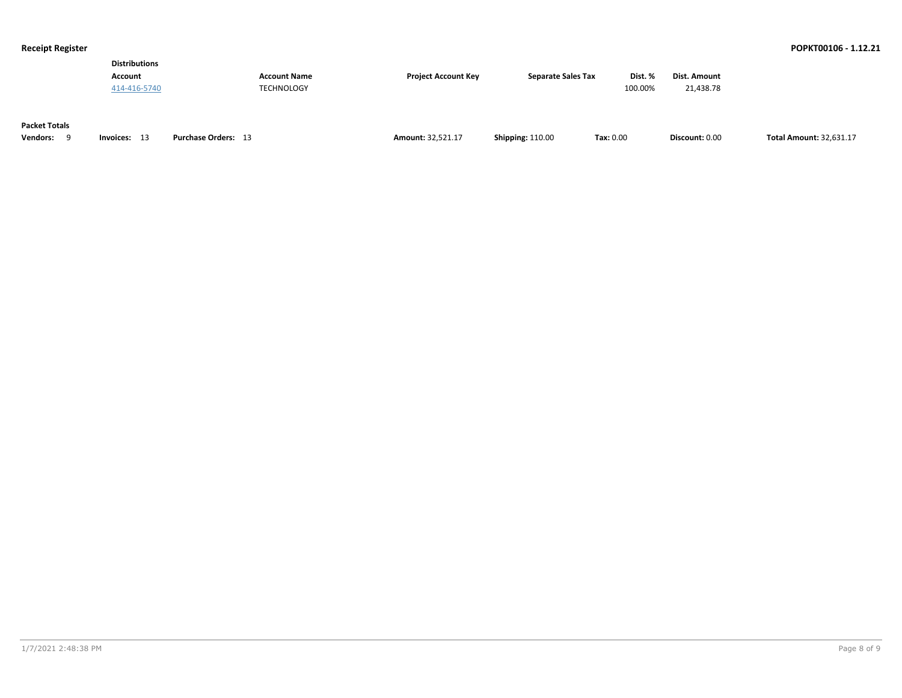**Distributions**

| Account | Account Name | Project Account Key | Separate Sales Tax | Dist. % | Dist. Amount |
|---|---|---|---|---|---|
| 414-416-5740 | TECHNOLOGY | | | 100.00% | 21,438.78 |

**Packet Totals**

| **Vendors:** 9 | **Invoices:** 13 | **Purchase Orders:** 13 | **Amount:** 32,521.17 | **Shipping:** 110.00 | **Tax:** 0.00 | **Discount:** 0.00 | **Total Amount:** 32,631.17 |
|---|---|---|---|---|---|---|---|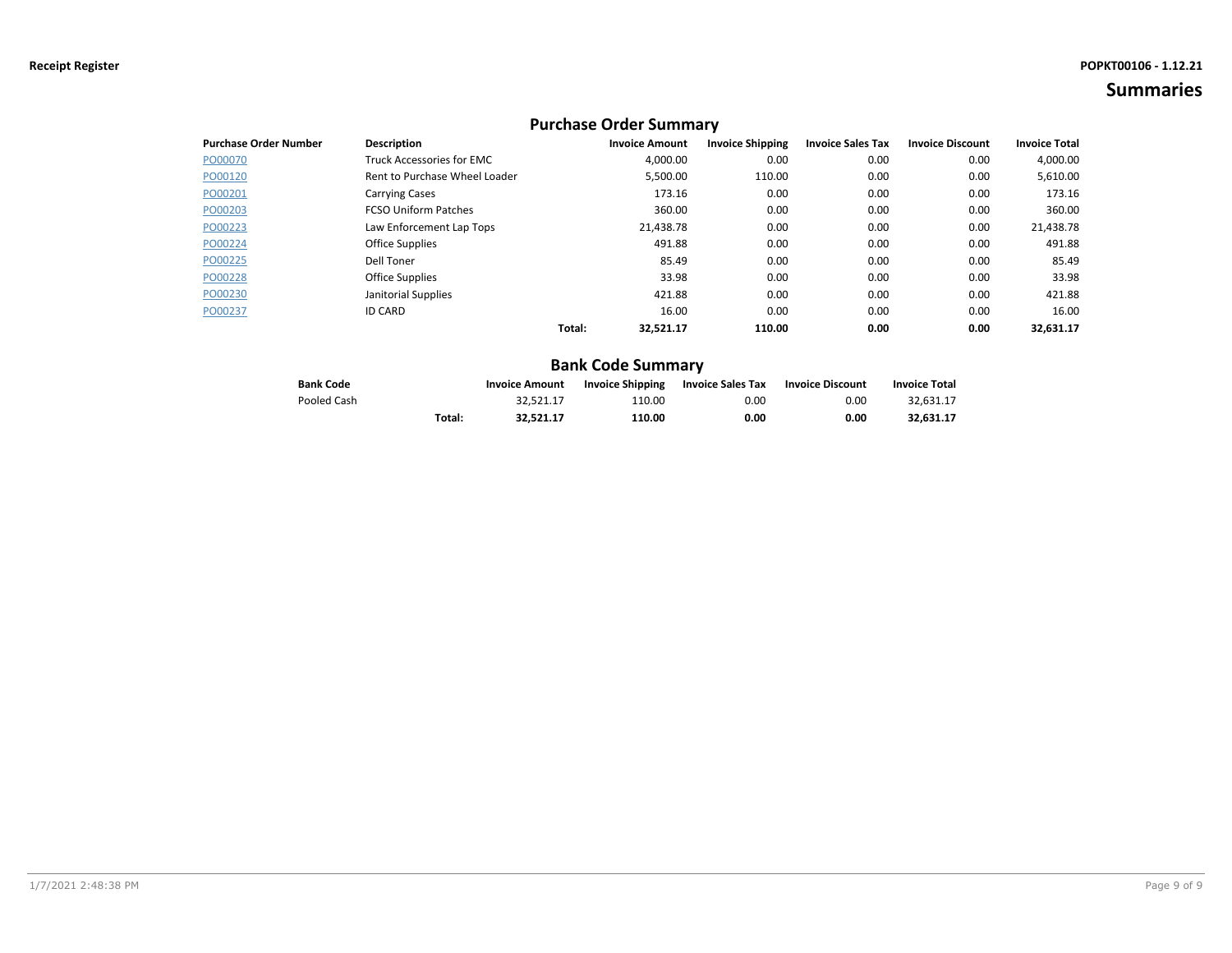# Summaries

## Purchase Order Summary

| Purchase Order Number | Description | | Invoice Amount | Invoice Shipping | Invoice Sales Tax | Invoice Discount | Invoice Total |
|---|---|---|---|---|---|---|---|
| PO00070 | Truck Accessories for EMC | | 4,000.00 | 0.00 | 0.00 | 0.00 | 4,000.00 |
| PO00120 | Rent to Purchase Wheel Loader | | 5,500.00 | 110.00 | 0.00 | 0.00 | 5,610.00 |
| PO00201 | Carrying Cases | | 173.16 | 0.00 | 0.00 | 0.00 | 173.16 |
| PO00203 | FCSO Uniform Patches | | 360.00 | 0.00 | 0.00 | 0.00 | 360.00 |
| PO00223 | Law Enforcement Lap Tops | | 21,438.78 | 0.00 | 0.00 | 0.00 | 21,438.78 |
| PO00224 | Office Supplies | | 491.88 | 0.00 | 0.00 | 0.00 | 491.88 |
| PO00225 | Dell Toner | | 85.49 | 0.00 | 0.00 | 0.00 | 85.49 |
| PO00228 | Office Supplies | | 33.98 | 0.00 | 0.00 | 0.00 | 33.98 |
| PO00230 | Janitorial Supplies | | 421.88 | 0.00 | 0.00 | 0.00 | 421.88 |
| PO00237 | ID CARD | | 16.00 | 0.00 | 0.00 | 0.00 | 16.00 |
| | | **Total:** | **32,521.17** | **110.00** | **0.00** | **0.00** | **32,631.17** |

## Bank Code Summary

| Bank Code | | Invoice Amount | Invoice Shipping | Invoice Sales Tax | Invoice Discount | Invoice Total |
|---|---|---|---|---|---|---|
| Pooled Cash | | 32,521.17 | 110.00 | 0.00 | 0.00 | 32,631.17 |
| | **Total:** | **32,521.17** | **110.00** | **0.00** | **0.00** | **32,631.17** |